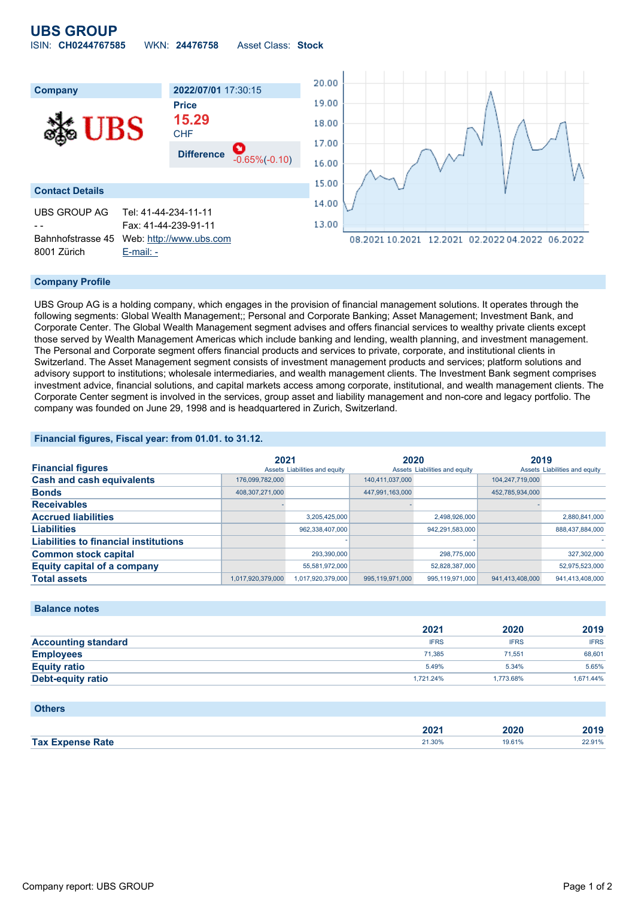# UBS GROUP

ISIN: **CH0244767585** WKN: **24476758** Asset Class: **Stock**

| Company | 2022/07/01 17:30:15 |
|---|---|
| | **Price** |
| | **15.29** CHF |
| | **Difference** -0.65%(-0.10) |

## Contact Details

UBS GROUP AG
- -
Bahnhofstrasse 45
8001 Zürich

Tel: 41-44-234-11-11
Fax: 41-44-239-91-11
Web: http://www.ubs.com
E-mail: -

## Company Profile

UBS Group AG is a holding company, which engages in the provision of financial management solutions. It operates through the following segments: Global Wealth Management;; Personal and Corporate Banking; Asset Management; Investment Bank, and Corporate Center. The Global Wealth Management segment advises and offers financial services to wealthy private clients except those served by Wealth Management Americas which include banking and lending, wealth planning, and investment management. The Personal and Corporate segment offers financial products and services to private, corporate, and institutional clients in Switzerland. The Asset Management segment consists of investment management products and services; platform solutions and advisory support to institutions; wholesale intermediaries, and wealth management clients. The Investment Bank segment comprises investment advice, financial solutions, and capital markets access among corporate, institutional, and wealth management clients. The Corporate Center segment is involved in the services, group asset and liability management and non-core and legacy portfolio. The company was founded on June 29, 1998 and is headquartered in Zurich, Switzerland.

## Financial figures, Fiscal year: from 01.01. to 31.12.

| Financial figures | 2021 Assets | 2021 Liabilities and equity | 2020 Assets | 2020 Liabilities and equity | 2019 Assets | 2019 Liabilities and equity |
|---|---|---|---|---|---|---|
| **Cash and cash equivalents** | 176,099,782,000 | | 140,411,037,000 | | 104,247,719,000 | |
| **Bonds** | 408,307,271,000 | | 447,991,163,000 | | 452,785,934,000 | |
| **Receivables** | - | | - | | - | |
| **Accrued liabilities** | | 3,205,425,000 | | 2,498,926,000 | | 2,880,841,000 |
| **Liabilities** | | 962,338,407,000 | | 942,291,583,000 | | 888,437,884,000 |
| **Liabilities to financial institutions** | | - | | - | | - |
| **Common stock capital** | | 293,390,000 | | 298,775,000 | | 327,302,000 |
| **Equity capital of a company** | | 55,581,972,000 | | 52,828,387,000 | | 52,975,523,000 |
| **Total assets** | 1,017,920,379,000 | 1,017,920,379,000 | 995,119,971,000 | 995,119,971,000 | 941,413,408,000 | 941,413,408,000 |

## Balance notes

| | 2021 | 2020 | 2019 |
|---|---|---|---|
| **Accounting standard** | IFRS | IFRS | IFRS |
| **Employees** | 71,385 | 71,551 | 68,601 |
| **Equity ratio** | 5.49% | 5.34% | 5.65% |
| **Debt-equity ratio** | 1,721.24% | 1,773.68% | 1,671.44% |

## Others

| | 2021 | 2020 | 2019 |
|---|---|---|---|
| **Tax Expense Rate** | 21.30% | 19.61% | 22.91% |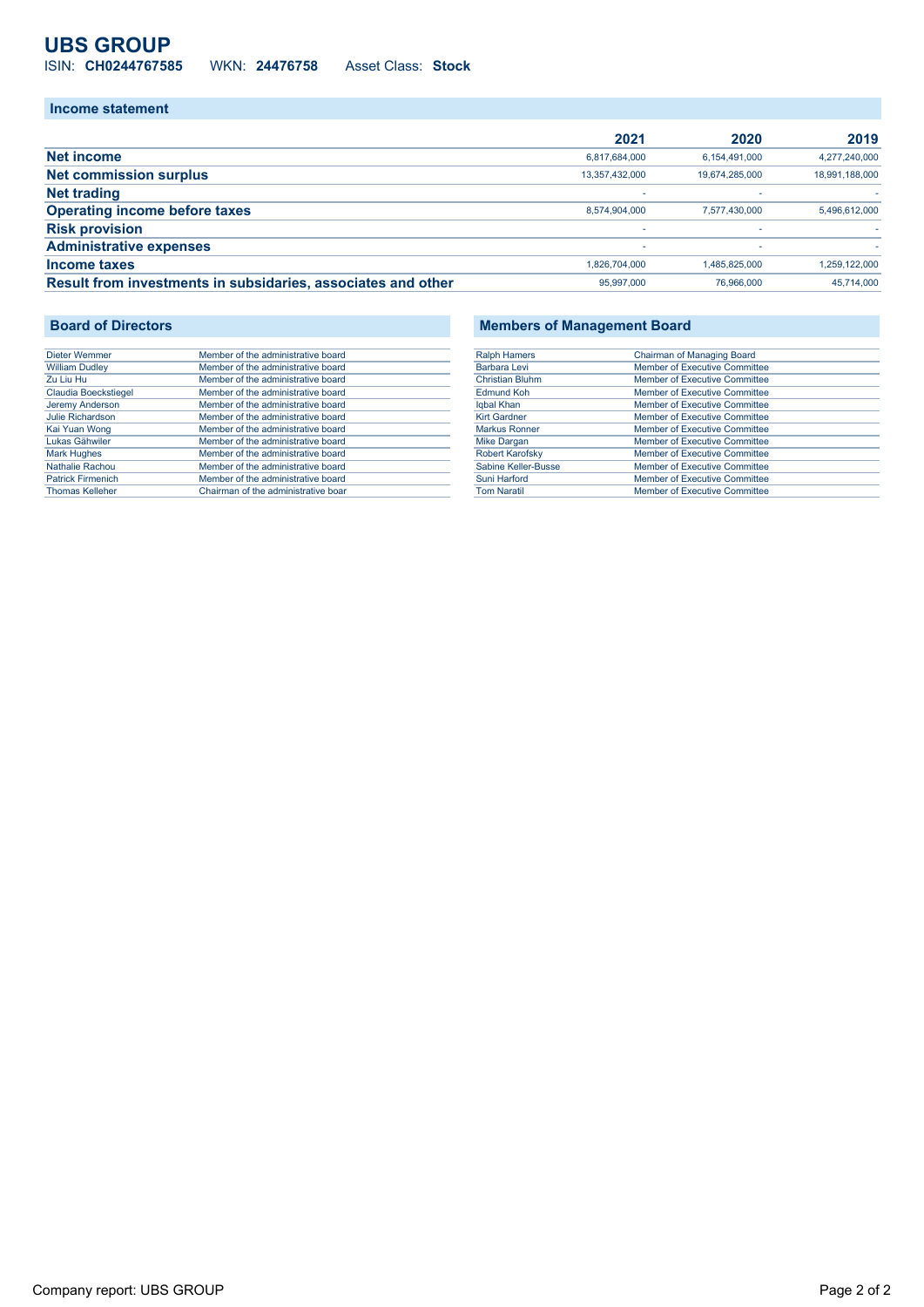# UBS GROUP

ISIN: **CH0244767585** WKN: **24476758** Asset Class: **Stock**

## Income statement

| | 2021 | 2020 | 2019 |
|---|---|---|---|
| **Net income** | 6,817,684,000 | 6,154,491,000 | 4,277,240,000 |
| **Net commission surplus** | 13,357,432,000 | 19,674,285,000 | 18,991,188,000 |
| **Net trading** | - | - | - |
| **Operating income before taxes** | 8,574,904,000 | 7,577,430,000 | 5,496,612,000 |
| **Risk provision** | - | - | - |
| **Administrative expenses** | - | - | - |
| **Income taxes** | 1,826,704,000 | 1,485,825,000 | 1,259,122,000 |
| **Result from investments in subsidaries, associates and other** | 95,997,000 | 76,966,000 | 45,714,000 |

## Board of Directors

| | |
|---|---|
| Dieter Wemmer | Member of the administrative board |
| William Dudley | Member of the administrative board |
| Zu Liu Hu | Member of the administrative board |
| Claudia Boeckstiegel | Member of the administrative board |
| Jeremy Anderson | Member of the administrative board |
| Julie Richardson | Member of the administrative board |
| Kai Yuan Wong | Member of the administrative board |
| Lukas Gähwiler | Member of the administrative board |
| Mark Hughes | Member of the administrative board |
| Nathalie Rachou | Member of the administrative board |
| Patrick Firmenich | Member of the administrative board |
| Thomas Kelleher | Chairman of the administrative boar |

## Members of Management Board

| | |
|---|---|
| Ralph Hamers | Chairman of Managing Board |
| Barbara Levi | Member of Executive Committee |
| Christian Bluhm | Member of Executive Committee |
| Edmund Koh | Member of Executive Committee |
| Iqbal Khan | Member of Executive Committee |
| Kirt Gardner | Member of Executive Committee |
| Markus Ronner | Member of Executive Committee |
| Mike Dargan | Member of Executive Committee |
| Robert Karofsky | Member of Executive Committee |
| Sabine Keller-Busse | Member of Executive Committee |
| Suni Harford | Member of Executive Committee |
| Tom Naratil | Member of Executive Committee |